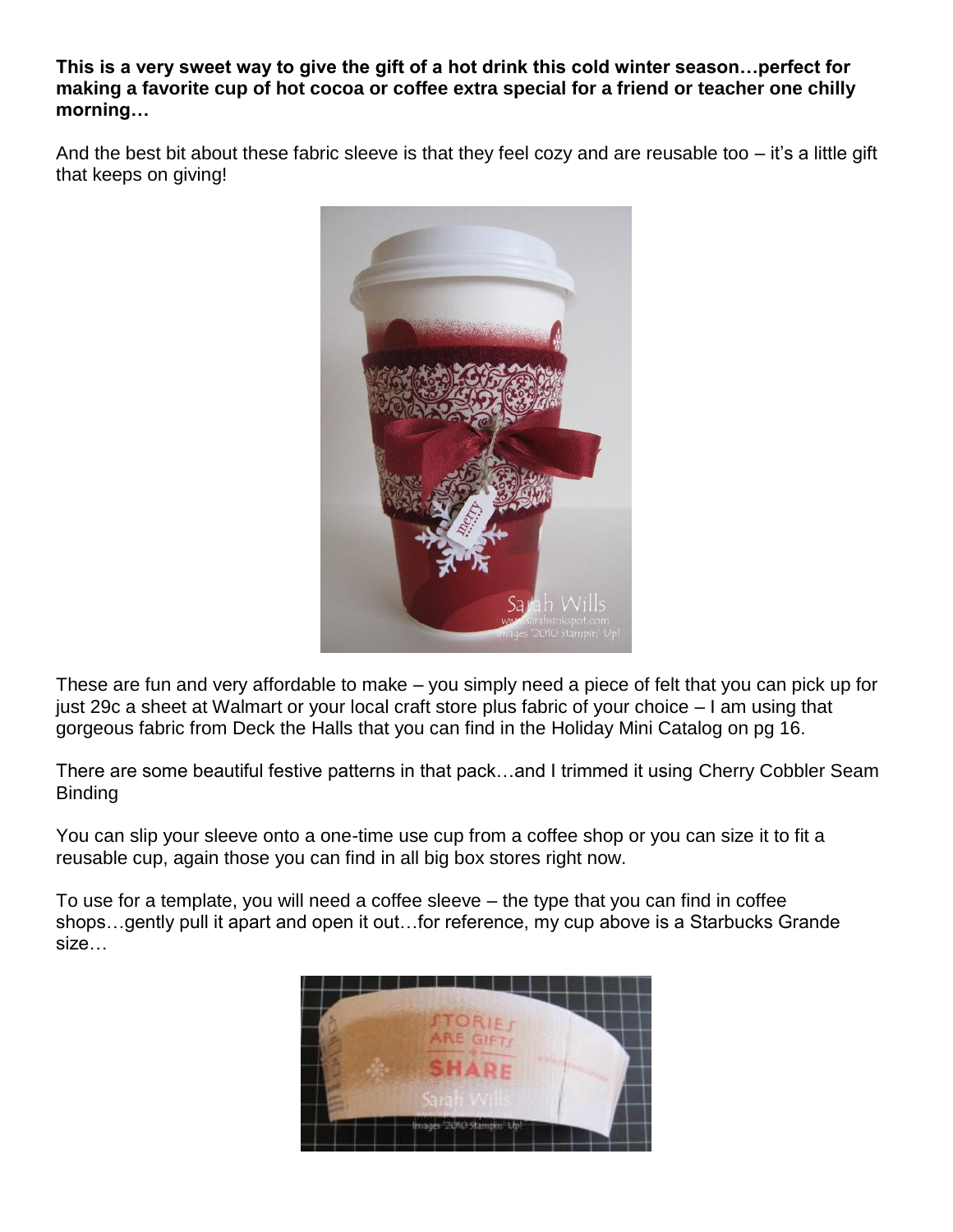**This is a very sweet way to give the gift of a hot drink this cold winter season…perfect for making a favorite cup of hot cocoa or coffee extra special for a friend or teacher one chilly morning…**

And the best bit about these fabric sleeve is that they feel cozy and are reusable too – it's a little gift that keeps on giving!

These are fun and very affordable to make – you simply need a piece of felt that you can pick up for just 29c a sheet at Walmart or your local craft store plus fabric of your choice – I am using that gorgeous fabric from Deck the Halls that you can find in the Holiday Mini Catalog on pg 16.

There are some beautiful festive patterns in that pack…and I trimmed it using Cherry Cobbler Seam Binding

You can slip your sleeve onto a one-time use cup from a coffee shop or you can size it to fit a reusable cup, again those you can find in all big box stores right now.

To use for a template, you will need a coffee sleeve – the type that you can find in coffee shops…gently pull it apart and open it out…for reference, my cup above is a Starbucks Grande size…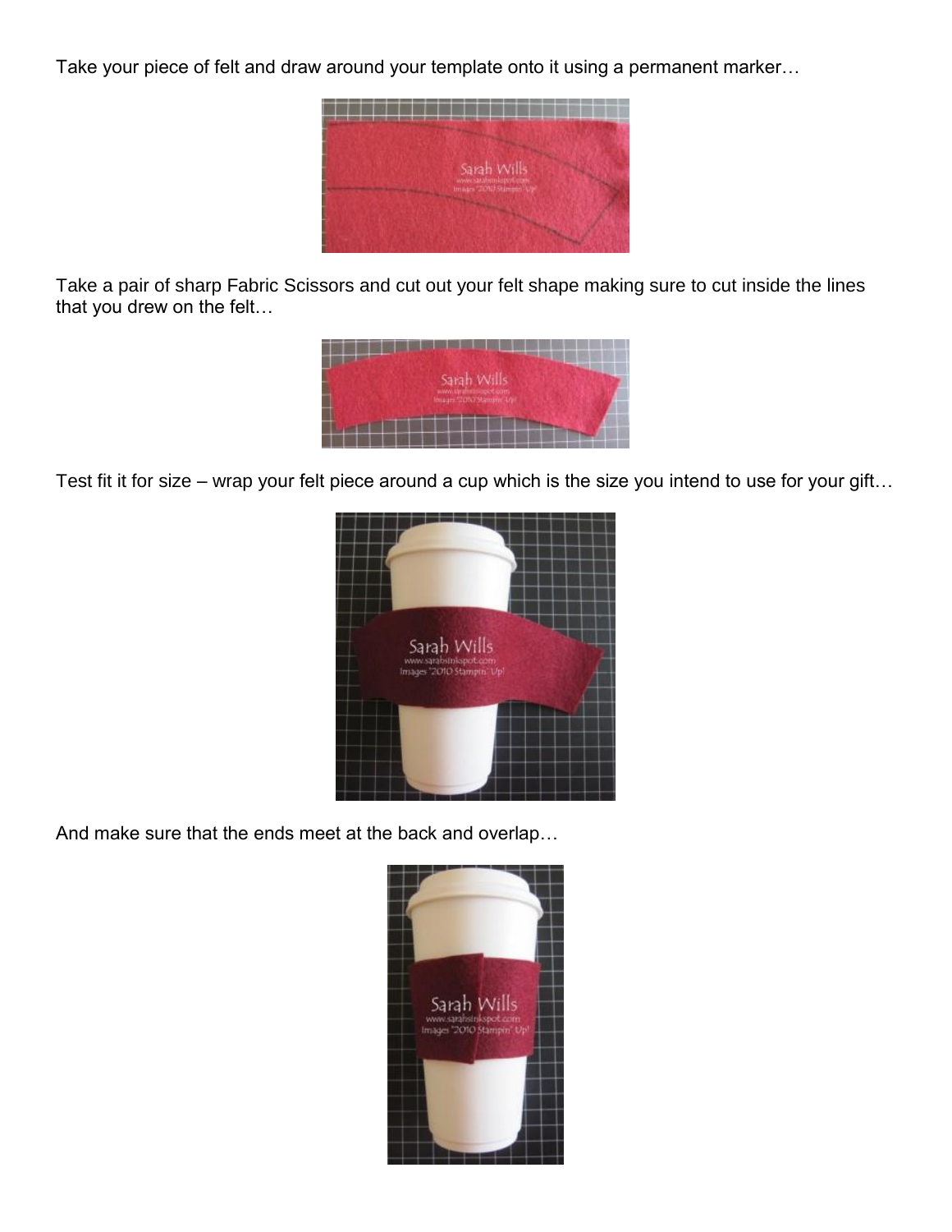Take your piece of felt and draw around your template onto it using a permanent marker…

Take a pair of sharp Fabric Scissors and cut out your felt shape making sure to cut inside the lines that you drew on the felt…

Test fit it for size – wrap your felt piece around a cup which is the size you intend to use for your gift…

And make sure that the ends meet at the back and overlap…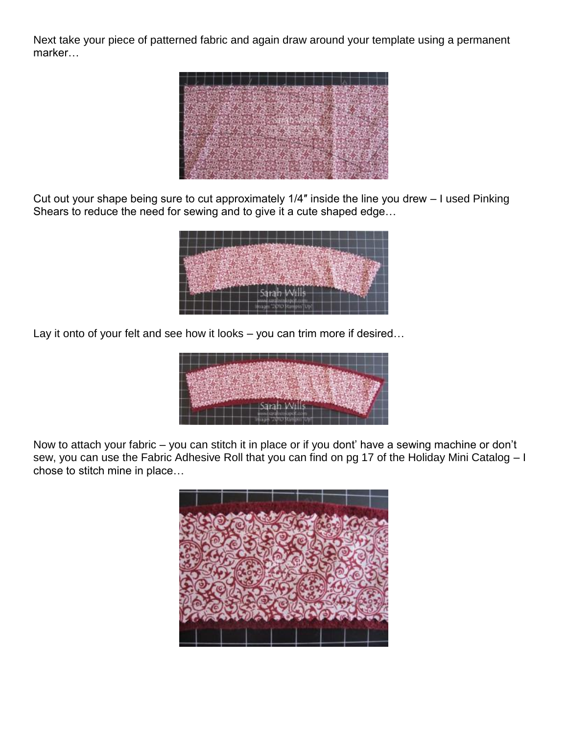Next take your piece of patterned fabric and again draw around your template using a permanent marker…

Cut out your shape being sure to cut approximately 1/4″ inside the line you drew – I used Pinking Shears to reduce the need for sewing and to give it a cute shaped edge…

Lay it onto of your felt and see how it looks – you can trim more if desired…

Now to attach your fabric – you can stitch it in place or if you dont' have a sewing machine or don't sew, you can use the Fabric Adhesive Roll that you can find on pg 17 of the Holiday Mini Catalog – I chose to stitch mine in place…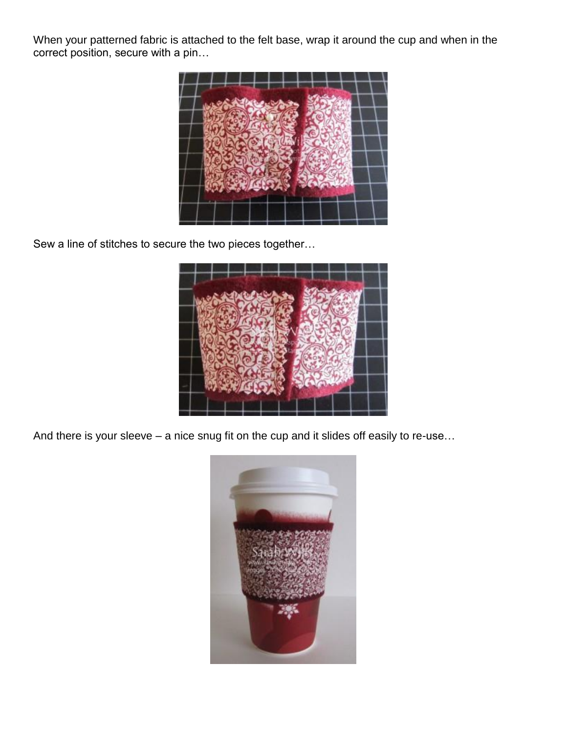When your patterned fabric is attached to the felt base, wrap it around the cup and when in the correct position, secure with a pin…

Sew a line of stitches to secure the two pieces together…

And there is your sleeve – a nice snug fit on the cup and it slides off easily to re-use…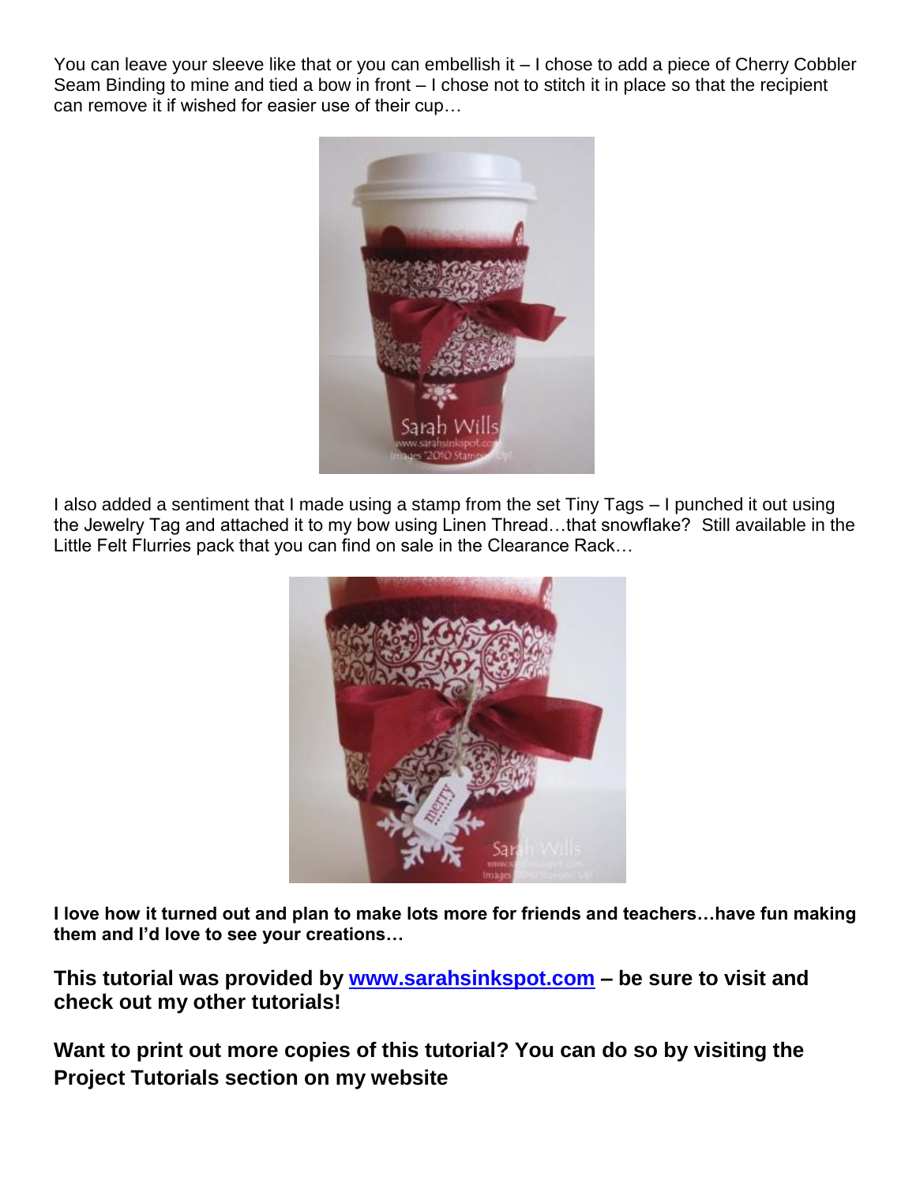You can leave your sleeve like that or you can embellish it – I chose to add a piece of Cherry Cobbler Seam Binding to mine and tied a bow in front – I chose not to stitch it in place so that the recipient can remove it if wished for easier use of their cup…

I also added a sentiment that I made using a stamp from the set Tiny Tags – I punched it out using the Jewelry Tag and attached it to my bow using Linen Thread…that snowflake? Still available in the Little Felt Flurries pack that you can find on sale in the Clearance Rack…

**I love how it turned out and plan to make lots more for friends and teachers…have fun making them and I'd love to see your creations…**

**This tutorial was provided by [www.sarahsinkspot.com](http://www.sarahsinkspot.com) – be sure to visit and check out my other tutorials!**

**Want to print out more copies of this tutorial? You can do so by visiting the Project Tutorials section on my website**